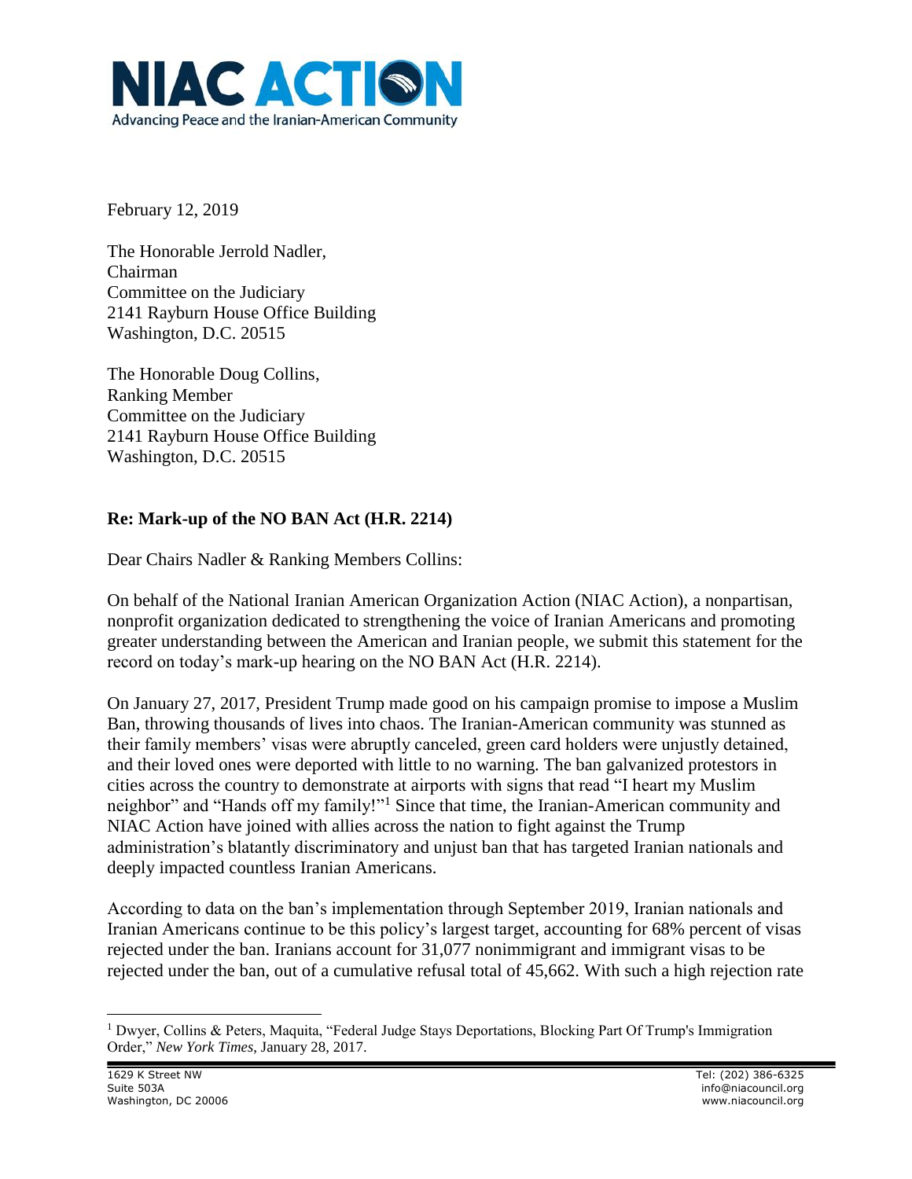# NIAC ACTION

Advancing Peace and the Iranian-American Community

February 12, 2019

The Honorable Jerrold Nadler,
Chairman
Committee on the Judiciary
2141 Rayburn House Office Building
Washington, D.C. 20515

The Honorable Doug Collins,
Ranking Member
Committee on the Judiciary
2141 Rayburn House Office Building
Washington, D.C. 20515

**Re: Mark-up of the NO BAN Act (H.R. 2214)**

Dear Chairs Nadler & Ranking Members Collins:

On behalf of the National Iranian American Organization Action (NIAC Action), a nonpartisan, nonprofit organization dedicated to strengthening the voice of Iranian Americans and promoting greater understanding between the American and Iranian people, we submit this statement for the record on today's mark-up hearing on the NO BAN Act (H.R. 2214).

On January 27, 2017, President Trump made good on his campaign promise to impose a Muslim Ban, throwing thousands of lives into chaos. The Iranian-American community was stunned as their family members' visas were abruptly canceled, green card holders were unjustly detained, and their loved ones were deported with little to no warning. The ban galvanized protestors in cities across the country to demonstrate at airports with signs that read "I heart my Muslim neighbor" and "Hands off my family!"[1] Since that time, the Iranian-American community and NIAC Action have joined with allies across the nation to fight against the Trump administration's blatantly discriminatory and unjust ban that has targeted Iranian nationals and deeply impacted countless Iranian Americans.

According to data on the ban's implementation through September 2019, Iranian nationals and Iranian Americans continue to be this policy's largest target, accounting for 68% percent of visas rejected under the ban. Iranians account for 31,077 nonimmigrant and immigrant visas to be rejected under the ban, out of a cumulative refusal total of 45,662. With such a high rejection rate

[1] Dwyer, Collins & Peters, Maquita, "Federal Judge Stays Deportations, Blocking Part Of Trump's Immigration Order," *New York Times*, January 28, 2017.

1629 K Street NW
Suite 503A
Washington, DC 20006

Tel: (202) 386-6325
info@niacouncil.org
www.niacouncil.org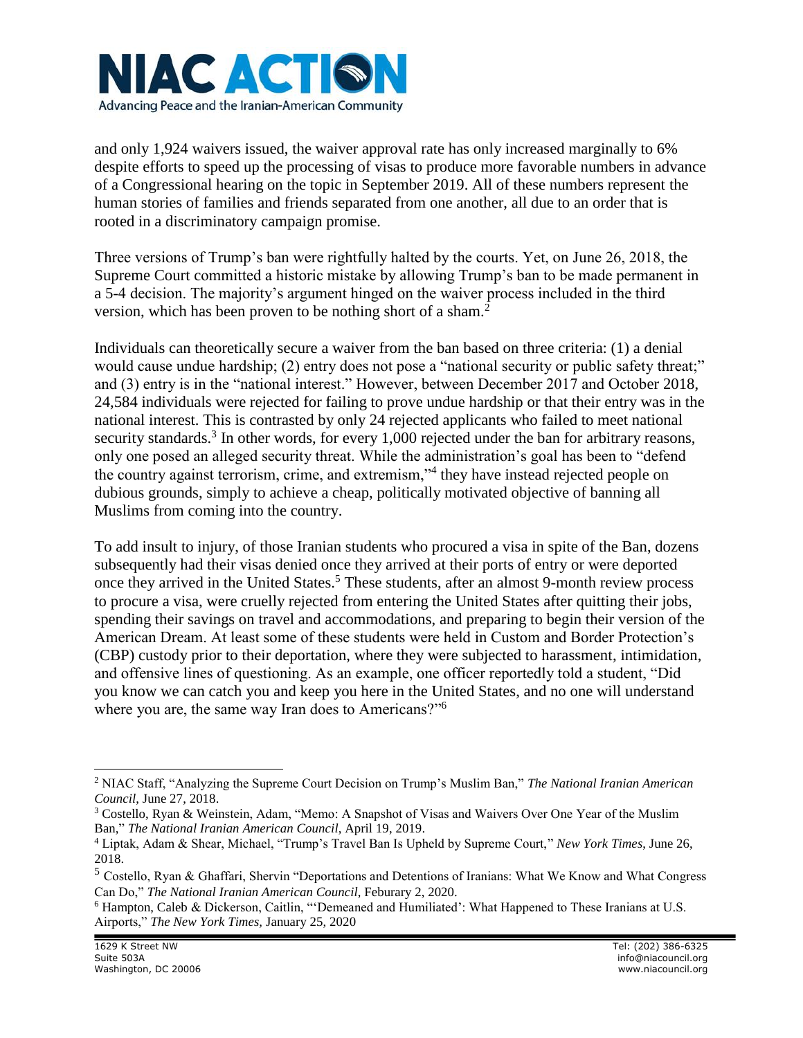and only 1,924 waivers issued, the waiver approval rate has only increased marginally to 6% despite efforts to speed up the processing of visas to produce more favorable numbers in advance of a Congressional hearing on the topic in September 2019. All of these numbers represent the human stories of families and friends separated from one another, all due to an order that is rooted in a discriminatory campaign promise.

Three versions of Trump's ban were rightfully halted by the courts. Yet, on June 26, 2018, the Supreme Court committed a historic mistake by allowing Trump's ban to be made permanent in a 5-4 decision. The majority's argument hinged on the waiver process included in the third version, which has been proven to be nothing short of a sham.[2]

Individuals can theoretically secure a waiver from the ban based on three criteria: (1) a denial would cause undue hardship; (2) entry does not pose a "national security or public safety threat;" and (3) entry is in the "national interest." However, between December 2017 and October 2018, 24,584 individuals were rejected for failing to prove undue hardship or that their entry was in the national interest. This is contrasted by only 24 rejected applicants who failed to meet national security standards.[3] In other words, for every 1,000 rejected under the ban for arbitrary reasons, only one posed an alleged security threat. While the administration's goal has been to "defend the country against terrorism, crime, and extremism,"[4] they have instead rejected people on dubious grounds, simply to achieve a cheap, politically motivated objective of banning all Muslims from coming into the country.

To add insult to injury, of those Iranian students who procured a visa in spite of the Ban, dozens subsequently had their visas denied once they arrived at their ports of entry or were deported once they arrived in the United States.[5] These students, after an almost 9-month review process to procure a visa, were cruelly rejected from entering the United States after quitting their jobs, spending their savings on travel and accommodations, and preparing to begin their version of the American Dream. At least some of these students were held in Custom and Border Protection's (CBP) custody prior to their deportation, where they were subjected to harassment, intimidation, and offensive lines of questioning. As an example, one officer reportedly told a student, "Did you know we can catch you and keep you here in the United States, and no one will understand where you are, the same way Iran does to Americans?"[6]

---

[2] NIAC Staff, "Analyzing the Supreme Court Decision on Trump's Muslim Ban," *The National Iranian American Council*, June 27, 2018.

[3] Costello, Ryan & Weinstein, Adam, "Memo: A Snapshot of Visas and Waivers Over One Year of the Muslim Ban," *The National Iranian American Council*, April 19, 2019.

[4] Liptak, Adam & Shear, Michael, "Trump's Travel Ban Is Upheld by Supreme Court," *New York Times*, June 26, 2018.

[5] Costello, Ryan & Ghaffari, Shervin "Deportations and Detentions of Iranians: What We Know and What Congress Can Do," *The National Iranian American Council*, Feburary 2, 2020.

[6] Hampton, Caleb & Dickerson, Caitlin, "'Demeaned and Humiliated': What Happened to These Iranians at U.S. Airports," *The New York Times*, January 25, 2020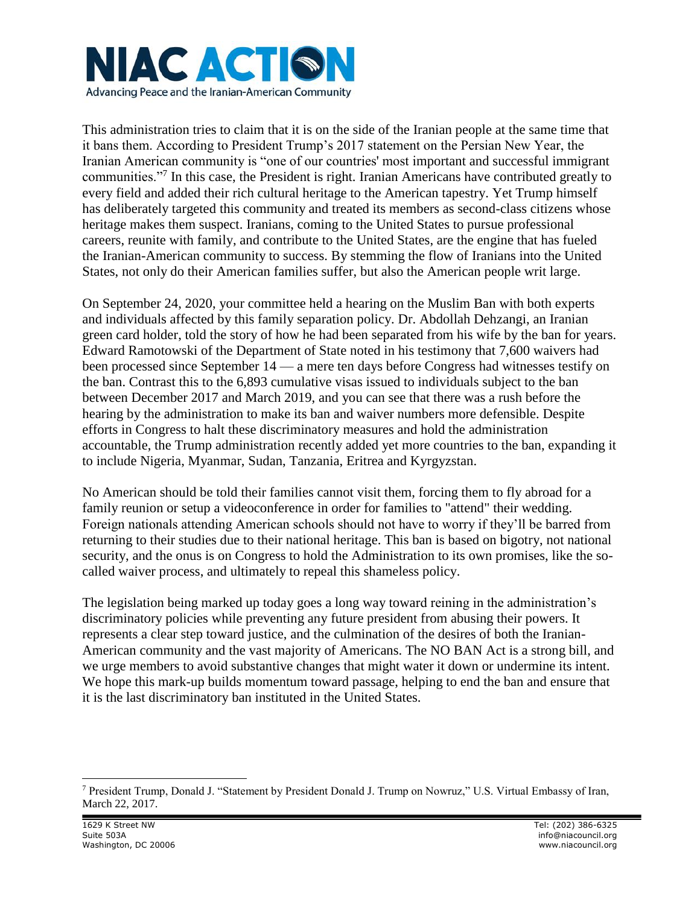This administration tries to claim that it is on the side of the Iranian people at the same time that it bans them. According to President Trump's 2017 statement on the Persian New Year, the Iranian American community is "one of our countries' most important and successful immigrant communities."[7] In this case, the President is right. Iranian Americans have contributed greatly to every field and added their rich cultural heritage to the American tapestry. Yet Trump himself has deliberately targeted this community and treated its members as second-class citizens whose heritage makes them suspect. Iranians, coming to the United States to pursue professional careers, reunite with family, and contribute to the United States, are the engine that has fueled the Iranian-American community to success. By stemming the flow of Iranians into the United States, not only do their American families suffer, but also the American people writ large.

On September 24, 2020, your committee held a hearing on the Muslim Ban with both experts and individuals affected by this family separation policy. Dr. Abdollah Dehzangi, an Iranian green card holder, told the story of how he had been separated from his wife by the ban for years. Edward Ramotowski of the Department of State noted in his testimony that 7,600 waivers had been processed since September 14 — a mere ten days before Congress had witnesses testify on the ban. Contrast this to the 6,893 cumulative visas issued to individuals subject to the ban between December 2017 and March 2019, and you can see that there was a rush before the hearing by the administration to make its ban and waiver numbers more defensible. Despite efforts in Congress to halt these discriminatory measures and hold the administration accountable, the Trump administration recently added yet more countries to the ban, expanding it to include Nigeria, Myanmar, Sudan, Tanzania, Eritrea and Kyrgyzstan.

No American should be told their families cannot visit them, forcing them to fly abroad for a family reunion or setup a videoconference in order for families to "attend" their wedding. Foreign nationals attending American schools should not have to worry if they'll be barred from returning to their studies due to their national heritage. This ban is based on bigotry, not national security, and the onus is on Congress to hold the Administration to its own promises, like the so-called waiver process, and ultimately to repeal this shameless policy.

The legislation being marked up today goes a long way toward reining in the administration's discriminatory policies while preventing any future president from abusing their powers. It represents a clear step toward justice, and the culmination of the desires of both the Iranian-American community and the vast majority of Americans. The NO BAN Act is a strong bill, and we urge members to avoid substantive changes that might water it down or undermine its intent. We hope this mark-up builds momentum toward passage, helping to end the ban and ensure that it is the last discriminatory ban instituted in the United States.

---

[7] President Trump, Donald J. "Statement by President Donald J. Trump on Nowruz," U.S. Virtual Embassy of Iran, March 22, 2017.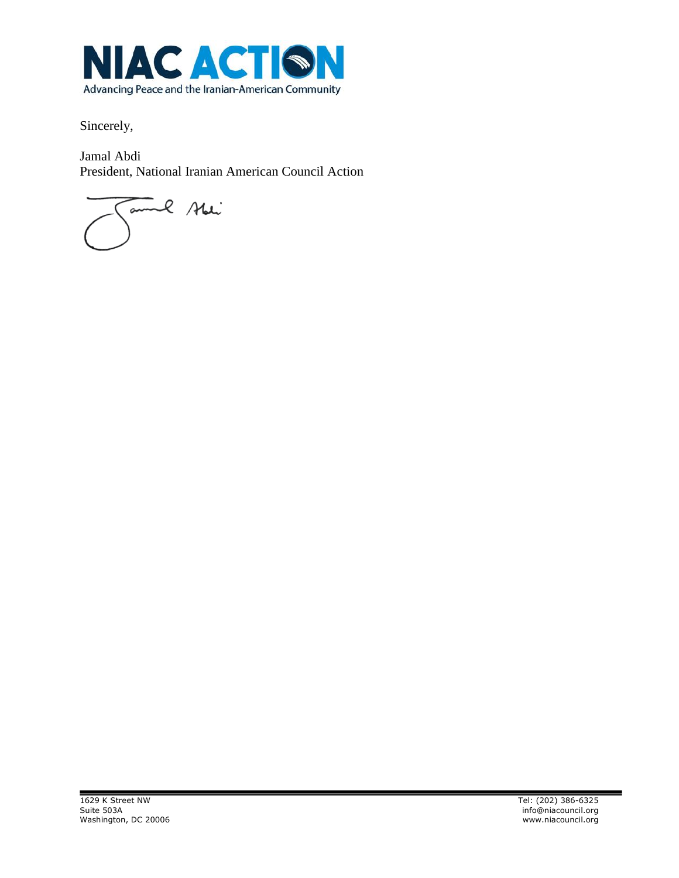Sincerely,

Jamal Abdi
President, National Iranian American Council Action